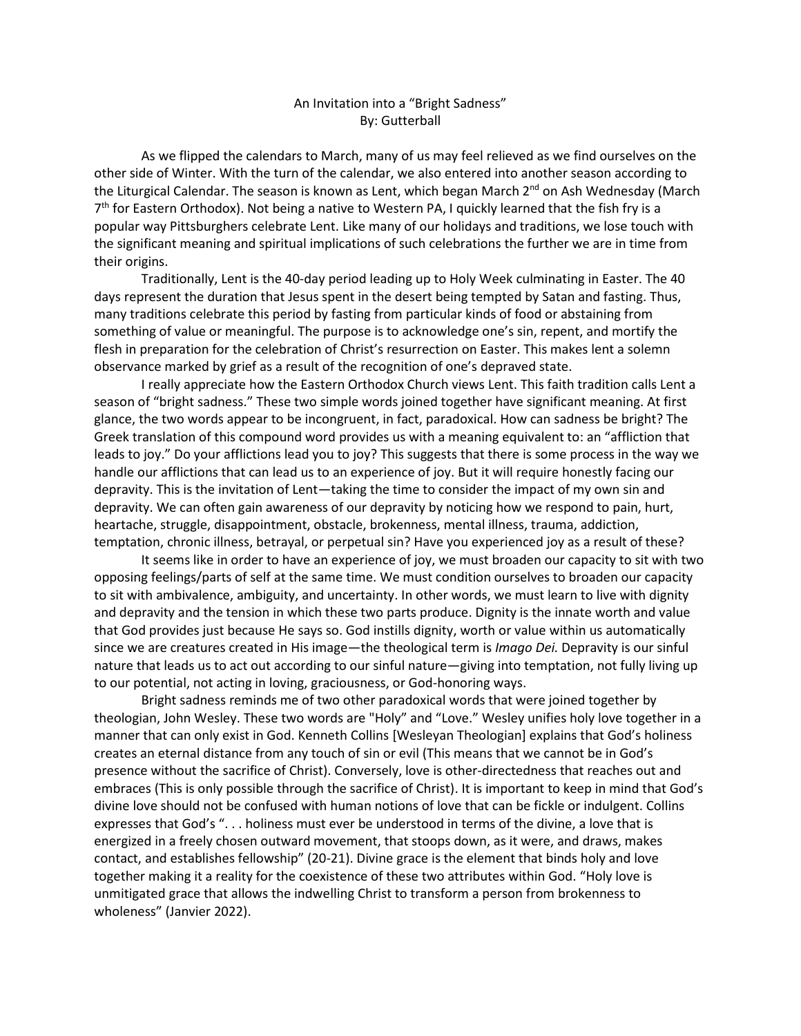# An Invitation into a "Bright Sadness"

By: Gutterball

As we flipped the calendars to March, many of us may feel relieved as we find ourselves on the other side of Winter. With the turn of the calendar, we also entered into another season according to the Liturgical Calendar. The season is known as Lent, which began March 2nd on Ash Wednesday (March 7th for Eastern Orthodox). Not being a native to Western PA, I quicikly learned that the fish fry is a popular way Pittsburghers celebrate Lent. Like many of our holidays and traditions, we lose touch with the significant meaning and spiritual implications of such celebrations the further we are in time from their origins.

Traditionally, Lent is the 40-day period leading up to Holy Week culminating in Easter. The 40 days represent the duration that Jesus spent in the desert being tempted by Satan and fasting. Thus, many traditions celebrate this period by fasting from particular kinds of food or abstaining from something of value or meaningful. The purpose is to acknowledge one's sin, repent, and mortify the flesh in preparation for the celebration of Christ's resurrection on Easter. This makes lent a solemn observance marked by grief as a result of the recognition of one's depraved state.

I really appreciate how the Eastern Orthodox Church views Lent. This faith tradition calls Lent a season of "bright sadness." These two simple words joined together have significant meaning. At first glance, the two words appear to be incongruent, in fact, paradoxical. How can sadness be bright? The Greek translation of this compound word provides us with a meaning equivalent to: an "affliction that leads to joy." Do your afflictions lead you to joy? This suggests that there is some process in the way we handle our afflictions that can lead us to an experience of joy. But it will require honestly facing our depravity. This is the invitation of Lent—taking the time to consider the impact of my own sin and depravity. We can often gain awareness of our depravity by noticing how we respond to pain, hurt, heartache, struggle, disappointment, obstacle, brokenness, mental illness, trauma, addiction, temptation, chronic illness, betrayal, or perpetual sin? Have you experienced joy as a result of these?

It seems like in order to have an experience of joy, we must broaden our capacity to sit with two opposing feelings/parts of self at the same time. We must condition ourselves to broaden our capacity to sit with ambivalence, ambiguity, and uncertainty. In other words, we must learn to live with dignity and depravity and the tension in which these two parts produce. Dignity is the innate worth and value that God provides just because He says so. God instills dignity, worth or value within us automatically since we are creatures created in His image—the theological term is *Imago Dei.* Depravity is our sinful nature that leads us to act out according to our sinful nature—giving into temptation, not fully living up to our potential, not acting in loving, graciousness, or God-honoring ways.

Bright sadness reminds me of two other paradoxical words that were joined together by theologian, John Wesley. These two words are "Holy" and "Love." Wesley unifies holy love together in a manner that can only exist in God. Kenneth Collins [Wesleyan Theologian] explains that God's holiness creates an eternal distance from any touch of sin or evil (This means that we cannot be in God's presence without the sacrifice of Christ). Conversely, love is other-directedness that reaches out and embraces (This is only possible through the sacrifice of Christ). It is important to keep in mind that God's divine love should not be confused with human notions of love that can be fickle or indulgent. Collins expresses that God's ". . . holiness must ever be understood in terms of the divine, a love that is energized in a freely chosen outward movement, that stoops down, as it were, and draws, makes contact, and establishes fellowship" (20-21). Divine grace is the element that binds holy and love together making it a reality for the coexistence of these two attributes within God. "Holy love is unmitigated grace that allows the indwelling Christ to transform a person from brokenness to wholeness" (Janvier 2022).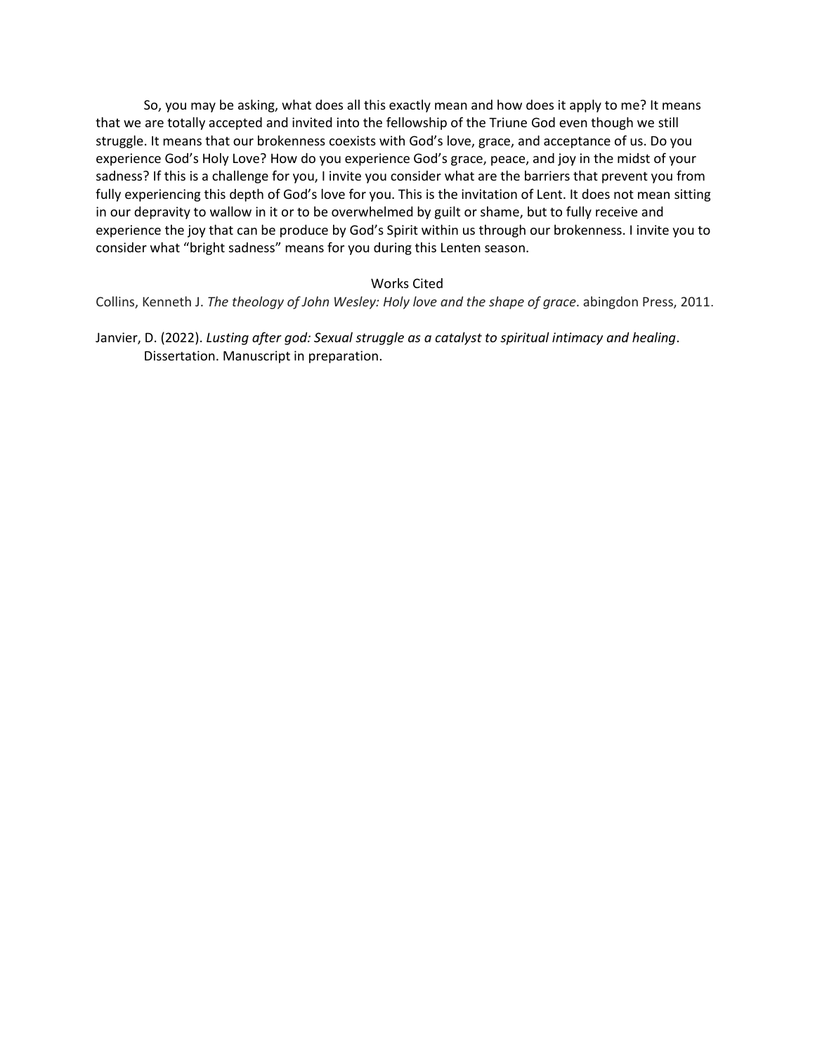So, you may be asking, what does all this exactly mean and how does it apply to me? It means that we are totally accepted and invited into the fellowship of the Triune God even though we still struggle. It means that our brokenness coexists with God's love, grace, and acceptance of us. Do you experience God's Holy Love? How do you experience God's grace, peace, and joy in the midst of your sadness? If this is a challenge for you, I invite you consider what are the barriers that prevent you from fully experiencing this depth of God's love for you. This is the invitation of Lent. It does not mean sitting in our depravity to wallow in it or to be overwhelmed by guilt or shame, but to fully receive and experience the joy that can be produce by God's Spirit within us through our brokenness. I invite you to consider what "bright sadness" means for you during this Lenten season.

## Works Cited

Collins, Kenneth J. *The theology of John Wesley: Holy love and the shape of grace*. abingdon Press, 2011.

Janvier, D. (2022). *Lusting after god: Sexual struggle as a catalyst to spiritual intimacy and healing*. Dissertation. Manuscript in preparation.